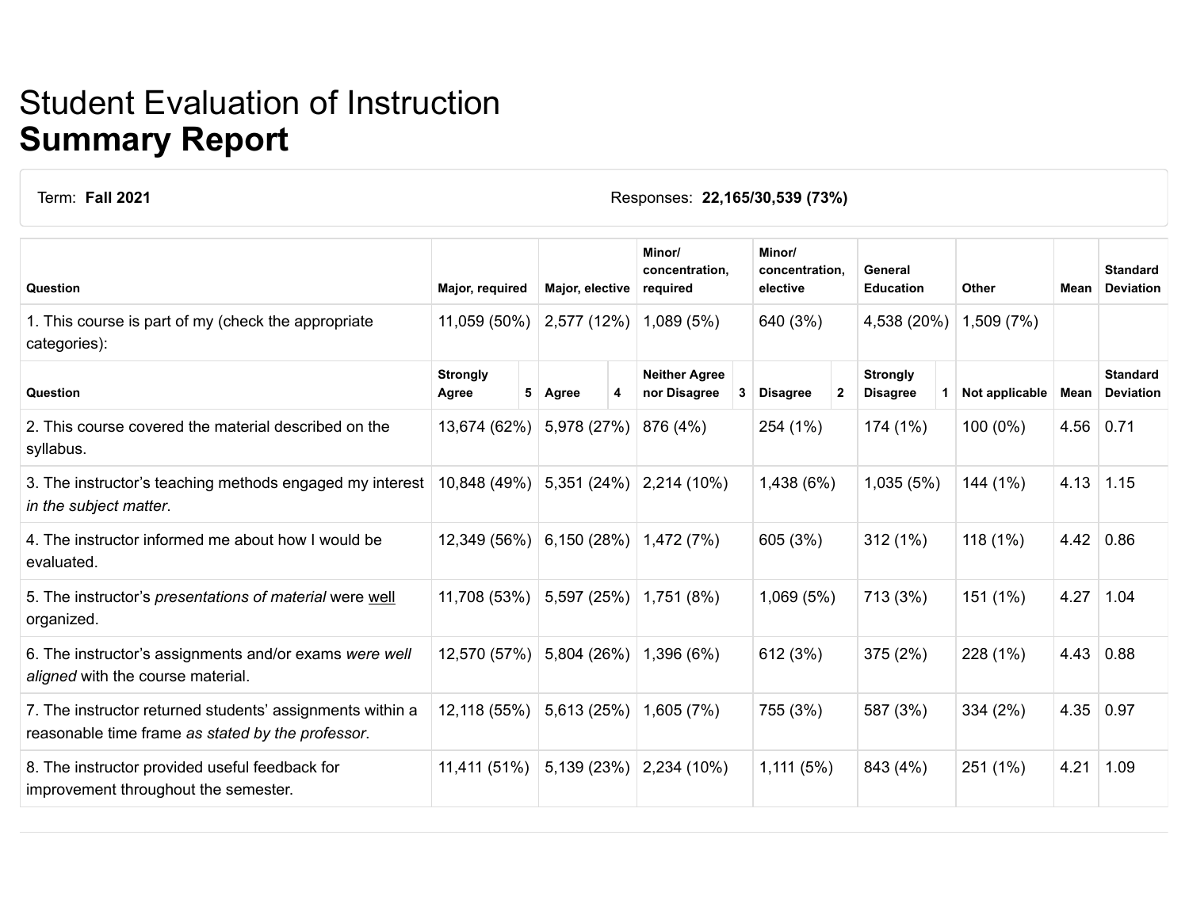# Student Evaluation of Instruction
# **Summary Report**

Term: **Fall 2021**

Responses: **22,165/30,539 (73%)**

| Question | Major, required | Major, elective | Minor/ concentration, required | Minor/ concentration, elective | General Education | Other | Mean | Standard Deviation |
|---|---|---|---|---|---|---|---|---|
| 1. This course is part of my (check the appropriate categories): | 11,059 (50%) | 2,577 (12%) | 1,089 (5%) | 640 (3%) | 4,538 (20%) | 1,509 (7%) | | |
| **Question** | **Strongly Agree 5** | **Agree 4** | **Neither Agree nor Disagree 3** | **Disagree 2** | **Strongly Disagree 1** | **Not applicable** | **Mean** | **Standard Deviation** |
| 2. This course covered the material described on the syllabus. | 13,674 (62%) | 5,978 (27%) | 876 (4%) | 254 (1%) | 174 (1%) | 100 (0%) | 4.56 | 0.71 |
| 3. The instructor's teaching methods engaged my interest *in the subject matter*. | 10,848 (49%) | 5,351 (24%) | 2,214 (10%) | 1,438 (6%) | 1,035 (5%) | 144 (1%) | 4.13 | 1.15 |
| 4. The instructor informed me about how I would be evaluated. | 12,349 (56%) | 6,150 (28%) | 1,472 (7%) | 605 (3%) | 312 (1%) | 118 (1%) | 4.42 | 0.86 |
| 5. The instructor's *presentations of material* were <u>well</u> organized. | 11,708 (53%) | 5,597 (25%) | 1,751 (8%) | 1,069 (5%) | 713 (3%) | 151 (1%) | 4.27 | 1.04 |
| 6. The instructor's assignments and/or exams *were well aligned* with the course material. | 12,570 (57%) | 5,804 (26%) | 1,396 (6%) | 612 (3%) | 375 (2%) | 228 (1%) | 4.43 | 0.88 |
| 7. The instructor returned students' assignments within a reasonable time frame *as stated by the professor*. | 12,118 (55%) | 5,613 (25%) | 1,605 (7%) | 755 (3%) | 587 (3%) | 334 (2%) | 4.35 | 0.97 |
| 8. The instructor provided useful feedback for improvement throughout the semester. | 11,411 (51%) | 5,139 (23%) | 2,234 (10%) | 1,111 (5%) | 843 (4%) | 251 (1%) | 4.21 | 1.09 |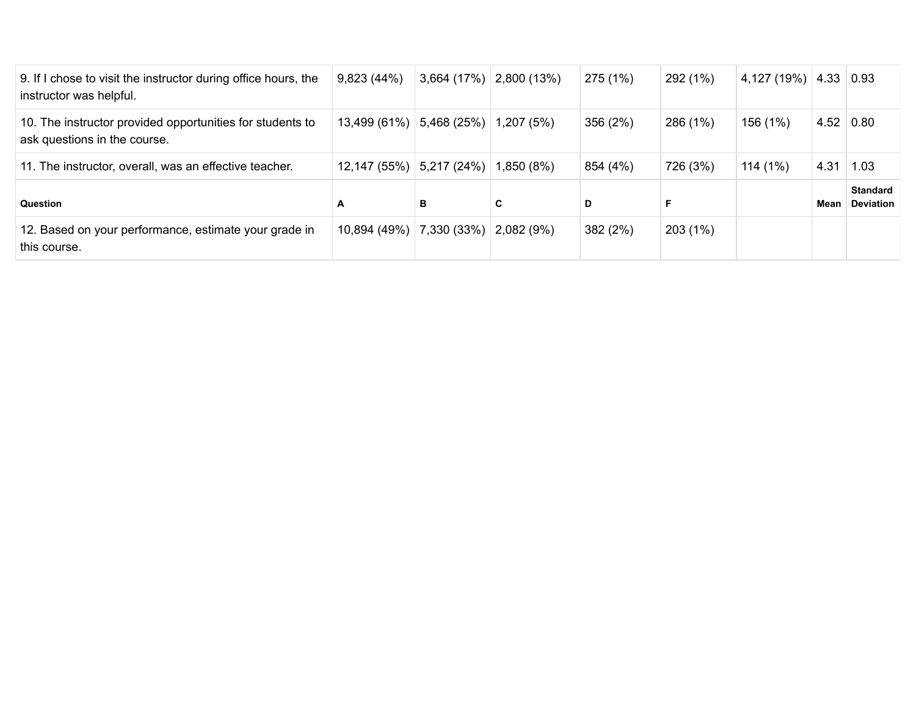| | | | | | | | | |
|---|---|---|---|---|---|---|---|---|
| 9. If I chose to visit the instructor during office hours, the instructor was helpful. | 9,823 (44%) | 3,664 (17%) | 2,800 (13%) | 275 (1%) | 292 (1%) | 4,127 (19%) | 4.33 | 0.93 |
| 10. The instructor provided opportunities for students to ask questions in the course. | 13,499 (61%) | 5,468 (25%) | 1,207 (5%) | 356 (2%) | 286 (1%) | 156 (1%) | 4.52 | 0.80 |
| 11. The instructor, overall, was an effective teacher. | 12,147 (55%) | 5,217 (24%) | 1,850 (8%) | 854 (4%) | 726 (3%) | 114 (1%) | 4.31 | 1.03 |
| **Question** | **A** | **B** | **C** | **D** | **F** | | **Mean** | **Standard Deviation** |
| 12. Based on your performance, estimate your grade in this course. | 10,894 (49%) | 7,330 (33%) | 2,082 (9%) | 382 (2%) | 203 (1%) | | | |